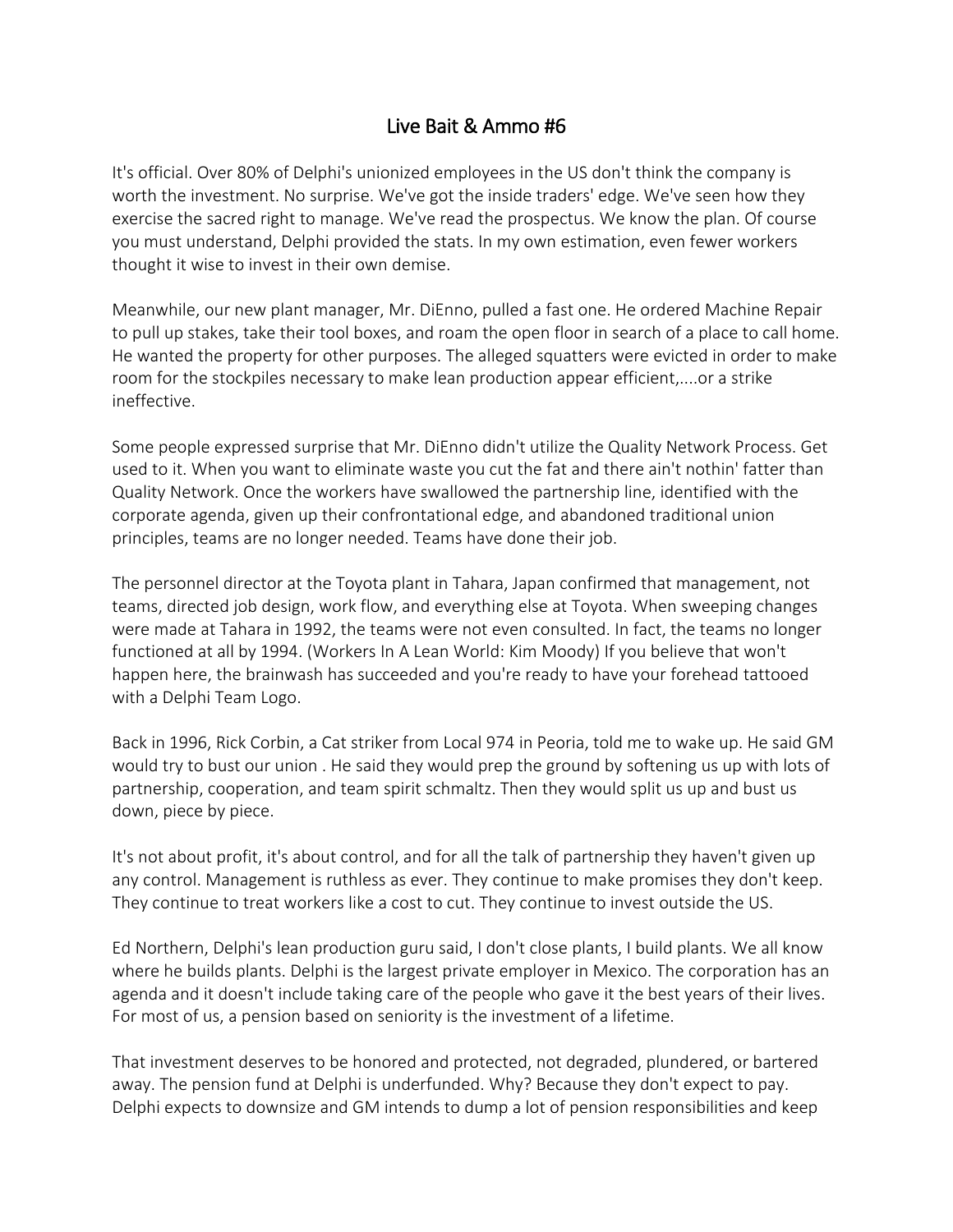# Live Bait & Ammo #6

It's official. Over 80% of Delphi's unionized employees in the US don't think the company is worth the investment. No surprise. We've got the inside traders' edge. We've seen how they exercise the sacred right to manage. We've read the prospectus. We know the plan. Of course you must understand, Delphi provided the stats. In my own estimation, even fewer workers thought it wise to invest in their own demise.

Meanwhile, our new plant manager, Mr. DiEnno, pulled a fast one. He ordered Machine Repair to pull up stakes, take their tool boxes, and roam the open floor in search of a place to call home. He wanted the property for other purposes. The alleged squatters were evicted in order to make room for the stockpiles necessary to make lean production appear efficient,....or a strike ineffective.

Some people expressed surprise that Mr. DiEnno didn't utilize the Quality Network Process. Get used to it. When you want to eliminate waste you cut the fat and there ain't nothin' fatter than Quality Network. Once the workers have swallowed the partnership line, identified with the corporate agenda, given up their confrontational edge, and abandoned traditional union principles, teams are no longer needed. Teams have done their job.

The personnel director at the Toyota plant in Tahara, Japan confirmed that management, not teams, directed job design, work flow, and everything else at Toyota. When sweeping changes were made at Tahara in 1992, the teams were not even consulted. In fact, the teams no longer functioned at all by 1994. (Workers In A Lean World: Kim Moody) If you believe that won't happen here, the brainwash has succeeded and you're ready to have your forehead tattooed with a Delphi Team Logo.

Back in 1996, Rick Corbin, a Cat striker from Local 974 in Peoria, told me to wake up. He said GM would try to bust our union . He said they would prep the ground by softening us up with lots of partnership, cooperation, and team spirit schmaltz. Then they would split us up and bust us down, piece by piece.

It's not about profit, it's about control, and for all the talk of partnership they haven't given up any control. Management is ruthless as ever. They continue to make promises they don't keep. They continue to treat workers like a cost to cut. They continue to invest outside the US.

Ed Northern, Delphi's lean production guru said, I don't close plants, I build plants. We all know where he builds plants. Delphi is the largest private employer in Mexico. The corporation has an agenda and it doesn't include taking care of the people who gave it the best years of their lives. For most of us, a pension based on seniority is the investment of a lifetime.

That investment deserves to be honored and protected, not degraded, plundered, or bartered away. The pension fund at Delphi is underfunded. Why? Because they don't expect to pay. Delphi expects to downsize and GM intends to dump a lot of pension responsibilities and keep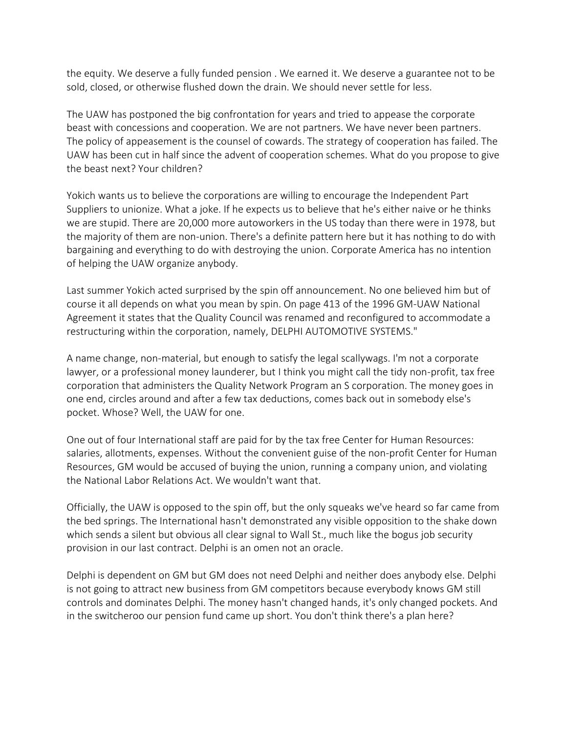the equity. We deserve a fully funded pension . We earned it. We deserve a guarantee not to be sold, closed, or otherwise flushed down the drain. We should never settle for less.

The UAW has postponed the big confrontation for years and tried to appease the corporate beast with concessions and cooperation. We are not partners. We have never been partners. The policy of appeasement is the counsel of cowards. The strategy of cooperation has failed. The UAW has been cut in half since the advent of cooperation schemes. What do you propose to give the beast next? Your children?

Yokich wants us to believe the corporations are willing to encourage the Independent Part Suppliers to unionize. What a joke. If he expects us to believe that he's either naive or he thinks we are stupid. There are 20,000 more autoworkers in the US today than there were in 1978, but the majority of them are non-union. There's a definite pattern here but it has nothing to do with bargaining and everything to do with destroying the union. Corporate America has no intention of helping the UAW organize anybody.

Last summer Yokich acted surprised by the spin off announcement. No one believed him but of course it all depends on what you mean by spin. On page 413 of the 1996 GM-UAW National Agreement it states that the Quality Council was renamed and reconfigured to accommodate a restructuring within the corporation, namely, DELPHI AUTOMOTIVE SYSTEMS."

A name change, non-material, but enough to satisfy the legal scallywags. I'm not a corporate lawyer, or a professional money launderer, but I think you might call the tidy non-profit, tax free corporation that administers the Quality Network Program an S corporation. The money goes in one end, circles around and after a few tax deductions, comes back out in somebody else's pocket. Whose? Well, the UAW for one.

One out of four International staff are paid for by the tax free Center for Human Resources: salaries, allotments, expenses. Without the convenient guise of the non-profit Center for Human Resources, GM would be accused of buying the union, running a company union, and violating the National Labor Relations Act. We wouldn't want that.

Officially, the UAW is opposed to the spin off, but the only squeaks we've heard so far came from the bed springs. The International hasn't demonstrated any visible opposition to the shake down which sends a silent but obvious all clear signal to Wall St., much like the bogus job security provision in our last contract. Delphi is an omen not an oracle.

Delphi is dependent on GM but GM does not need Delphi and neither does anybody else. Delphi is not going to attract new business from GM competitors because everybody knows GM still controls and dominates Delphi. The money hasn't changed hands, it's only changed pockets. And in the switcheroo our pension fund came up short. You don't think there's a plan here?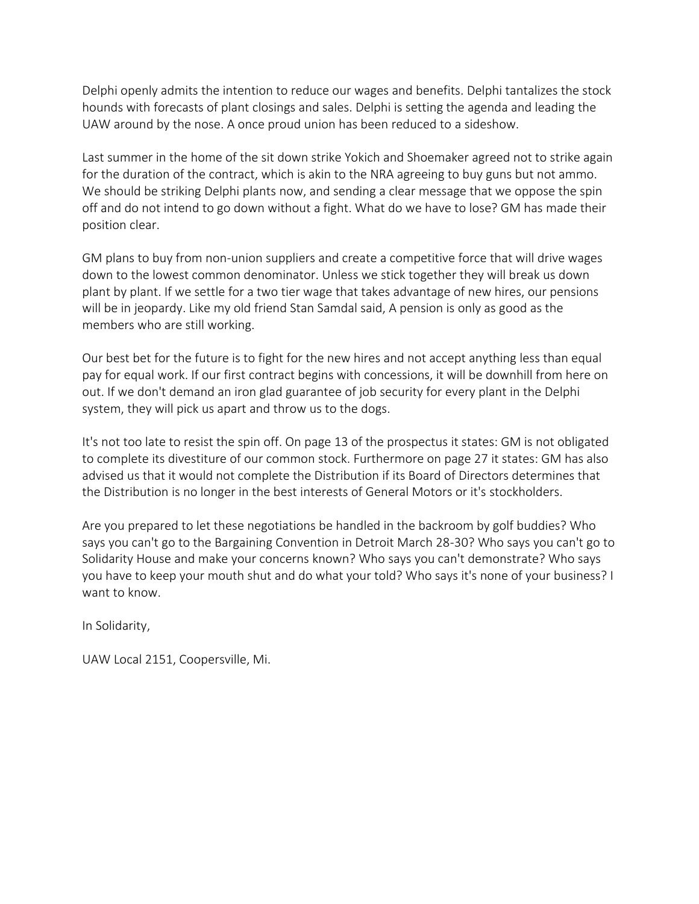Delphi openly admits the intention to reduce our wages and benefits. Delphi tantalizes the stock hounds with forecasts of plant closings and sales. Delphi is setting the agenda and leading the UAW around by the nose. A once proud union has been reduced to a sideshow.

Last summer in the home of the sit down strike Yokich and Shoemaker agreed not to strike again for the duration of the contract, which is akin to the NRA agreeing to buy guns but not ammo. We should be striking Delphi plants now, and sending a clear message that we oppose the spin off and do not intend to go down without a fight. What do we have to lose? GM has made their position clear.

GM plans to buy from non-union suppliers and create a competitive force that will drive wages down to the lowest common denominator. Unless we stick together they will break us down plant by plant. If we settle for a two tier wage that takes advantage of new hires, our pensions will be in jeopardy. Like my old friend Stan Samdal said, A pension is only as good as the members who are still working.

Our best bet for the future is to fight for the new hires and not accept anything less than equal pay for equal work. If our first contract begins with concessions, it will be downhill from here on out. If we don't demand an iron glad guarantee of job security for every plant in the Delphi system, they will pick us apart and throw us to the dogs.

It's not too late to resist the spin off. On page 13 of the prospectus it states: GM is not obligated to complete its divestiture of our common stock. Furthermore on page 27 it states: GM has also advised us that it would not complete the Distribution if its Board of Directors determines that the Distribution is no longer in the best interests of General Motors or it's stockholders.

Are you prepared to let these negotiations be handled in the backroom by golf buddies? Who says you can't go to the Bargaining Convention in Detroit March 28-30? Who says you can't go to Solidarity House and make your concerns known? Who says you can't demonstrate? Who says you have to keep your mouth shut and do what your told? Who says it's none of your business? I want to know.

In Solidarity,

UAW Local 2151, Coopersville, Mi.